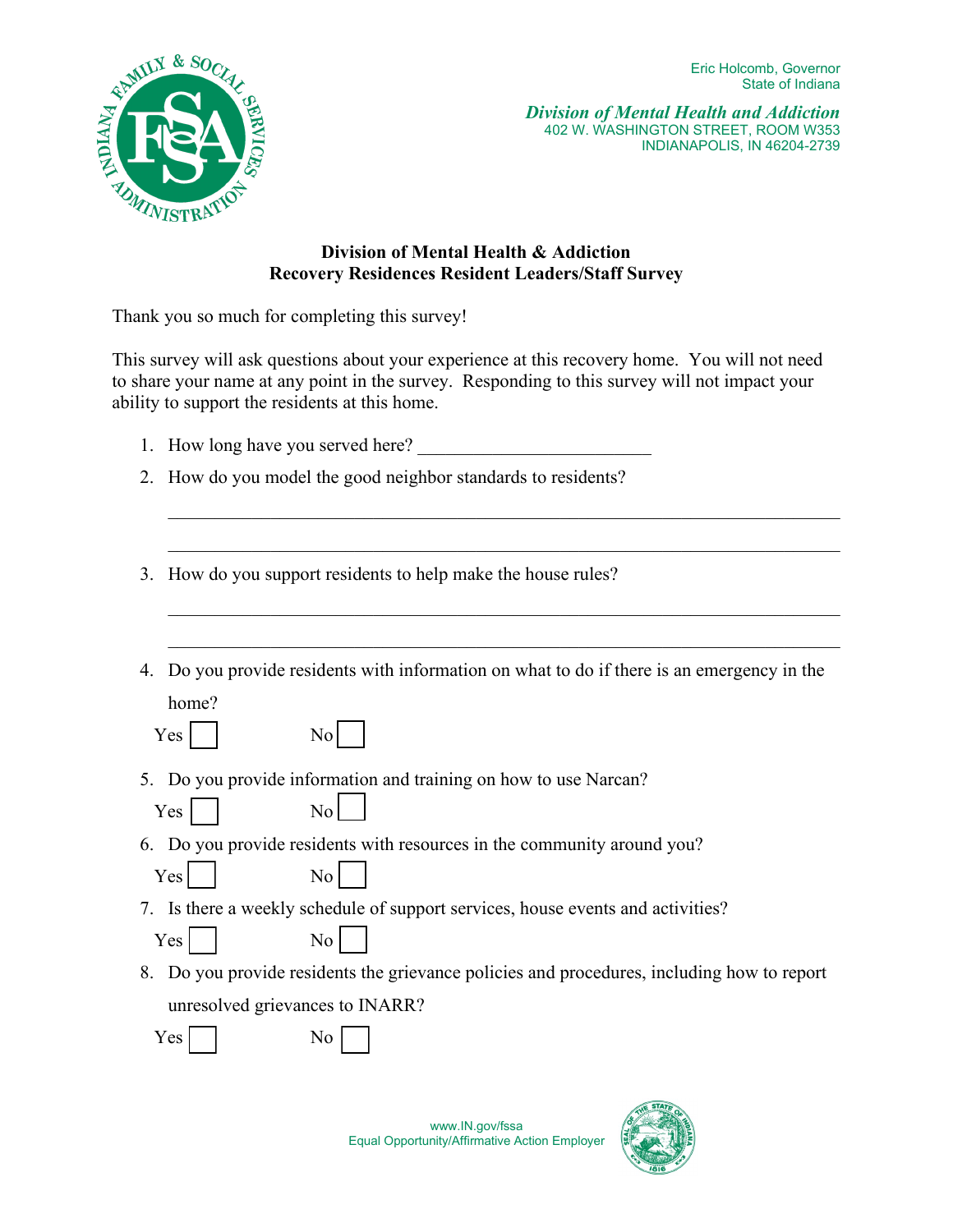Eric Holcomb, Governor
State of Indiana

*Division of Mental Health and Addiction*
402 W. WASHINGTON STREET, ROOM W353
INDIANAPOLIS, IN 46204-2739

**Division of Mental Health & Addiction**
**Recovery Residences Resident Leaders/Staff Survey**

Thank you so much for completing this survey!

This survey will ask questions about your experience at this recovery home. You will not need to share your name at any point in the survey. Responding to this survey will not impact your ability to support the residents at this home.

1. How long have you served here? ________________________
2. How do you model the good neighbor standards to residents?

   ______________________________________________________________________

   ______________________________________________________________________

3. How do you support residents to help make the house rules?

   ______________________________________________________________________

   ______________________________________________________________________

4. Do you provide residents with information on what to do if there is an emergency in the home?

   Yes ☐ No ☐

5. Do you provide information and training on how to use Narcan?

   Yes ☐ No ☐

6. Do you provide residents with resources in the community around you?

   Yes ☐ No ☐

7. Is there a weekly schedule of support services, house events and activities?

   Yes ☐ No ☐

8. Do you provide residents the grievance policies and procedures, including how to report unresolved grievances to INARR?

   Yes ☐ No ☐

www.IN.gov/fssa
Equal Opportunity/Affirmative Action Employer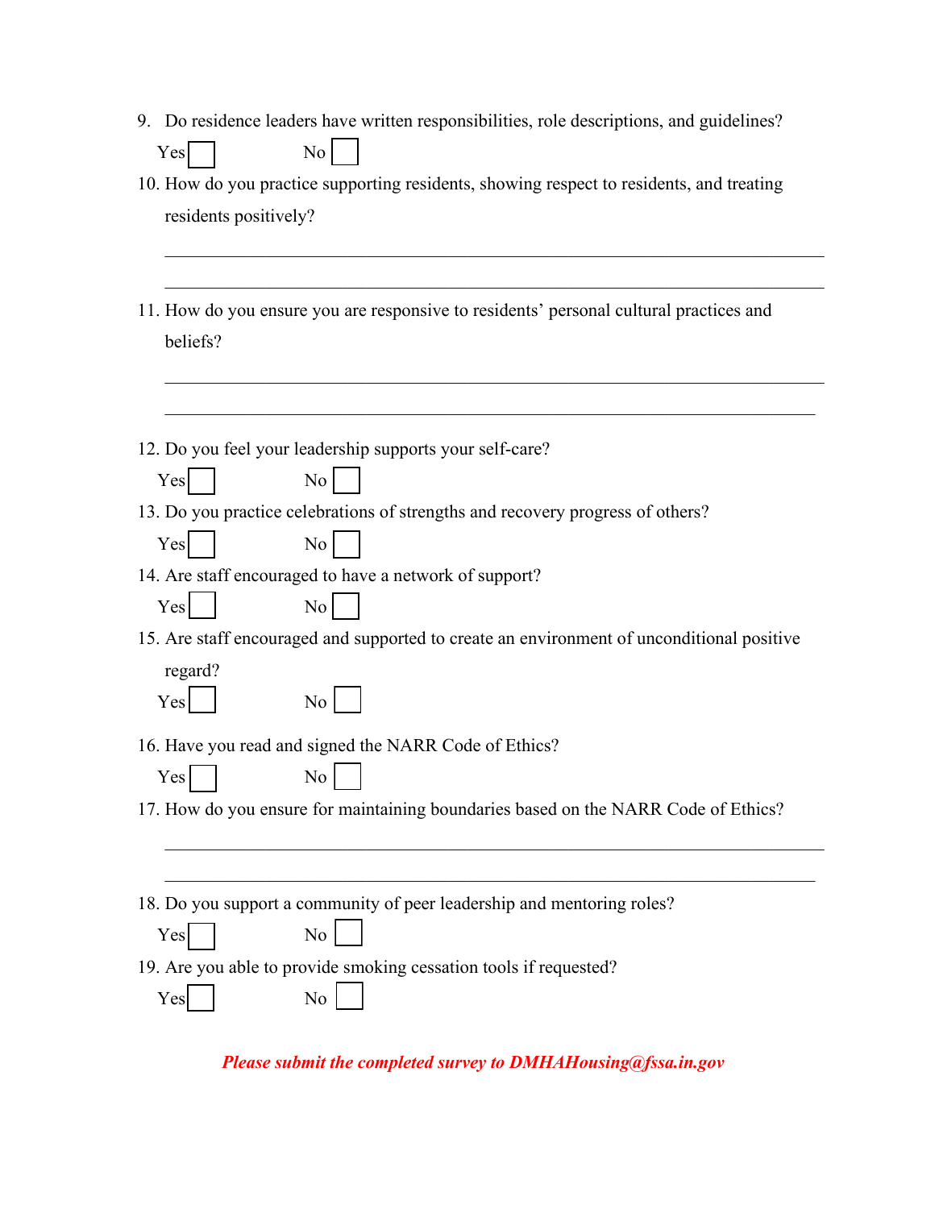9. Do residence leaders have written responsibilities, role descriptions, and guidelines?

   Yes ☐ No ☐

10. How do you practice supporting residents, showing respect to residents, and treating residents positively?

    ______________________________________________________________________

    ______________________________________________________________________

11. How do you ensure you are responsive to residents' personal cultural practices and beliefs?

    ______________________________________________________________________

    ______________________________________________________________________

12. Do you feel your leadership supports your self-care?

    Yes ☐ No ☐

13. Do you practice celebrations of strengths and recovery progress of others?

    Yes ☐ No ☐

14. Are staff encouraged to have a network of support?

    Yes ☐ No ☐

15. Are staff encouraged and supported to create an environment of unconditional positive regard?

    Yes ☐ No ☐

16. Have you read and signed the NARR Code of Ethics?

    Yes ☐ No ☐

17. How do you ensure for maintaining boundaries based on the NARR Code of Ethics?

    ______________________________________________________________________

    ______________________________________________________________________

18. Do you support a community of peer leadership and mentoring roles?

    Yes ☐ No ☐

19. Are you able to provide smoking cessation tools if requested?

    Yes ☐ No ☐

***Please submit the completed survey to DMHAHousing@fssa.in.gov***